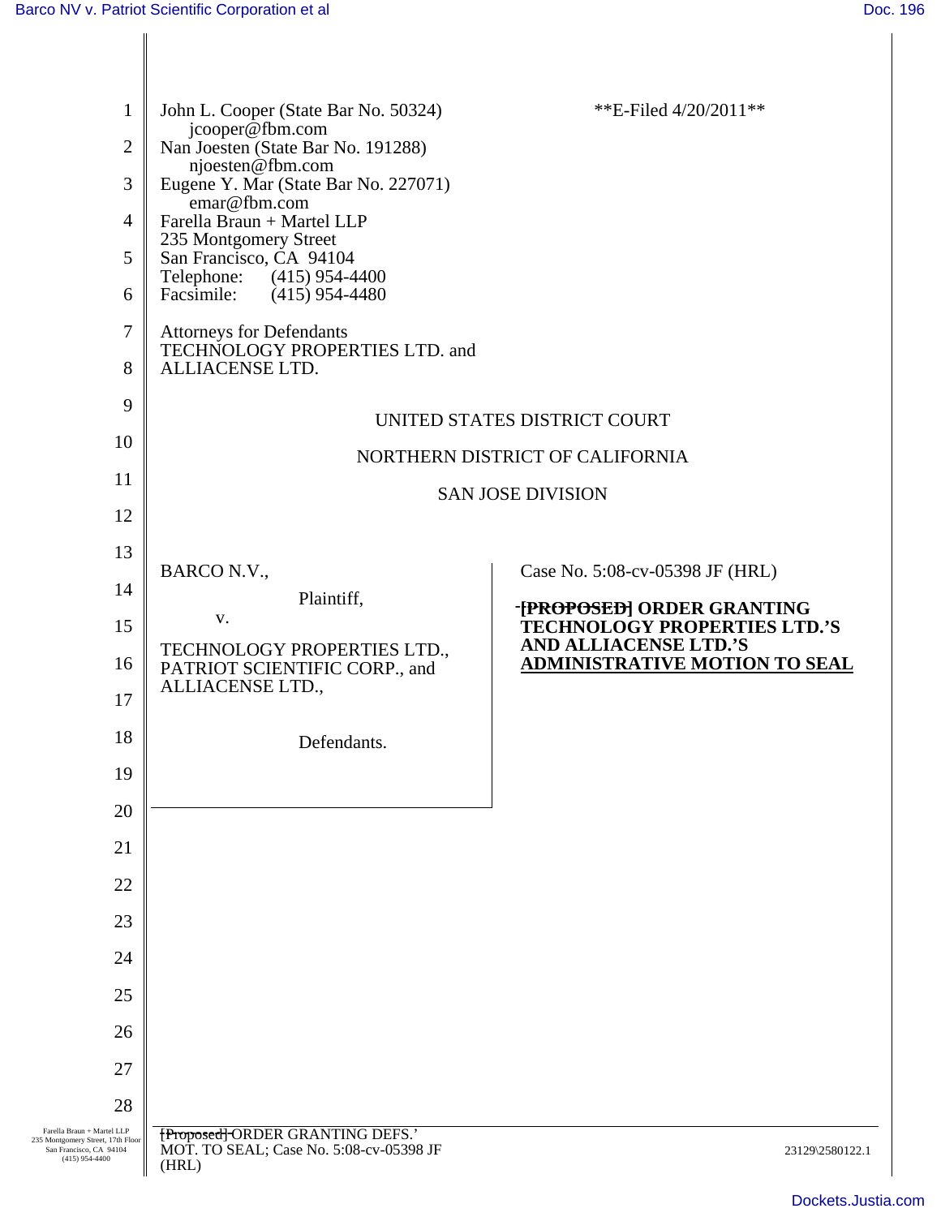John L. Cooper (State Bar No. 50324)
jcooper@fbm.com
Nan Joesten (State Bar No. 191288)
njoesten@fbm.com
Eugene Y. Mar (State Bar No. 227071)
emar@fbm.com
Farella Braun + Martel LLP
235 Montgomery Street
San Francisco, CA 94104
Telephone: (415) 954-4400
Facsimile: (415) 954-4480

**E-Filed 4/20/2011**

Attorneys for Defendants
TECHNOLOGY PROPERTIES LTD. and
ALLIACENSE LTD.

UNITED STATES DISTRICT COURT

NORTHERN DISTRICT OF CALIFORNIA

SAN JOSE DIVISION

| | |
|---|---|
| BARCO N.V.,<br><br>Plaintiff,<br><br>v.<br><br>TECHNOLOGY PROPERTIES LTD., PATRIOT SCIENTIFIC CORP., and ALLIACENSE LTD.,<br><br>Defendants. | Case No. 5:08-cv-05398 JF (HRL)<br><br>**~~[PROPOSED]~~ ORDER GRANTING TECHNOLOGY PROPERTIES LTD.'S AND ALLIACENSE LTD.'S ADMINISTRATIVE MOTION TO SEAL** |

~~[Proposed]~~ ORDER GRANTING DEFS.' MOT. TO SEAL; Case No. 5:08-cv-05398 JF (HRL)

23129\2580122.1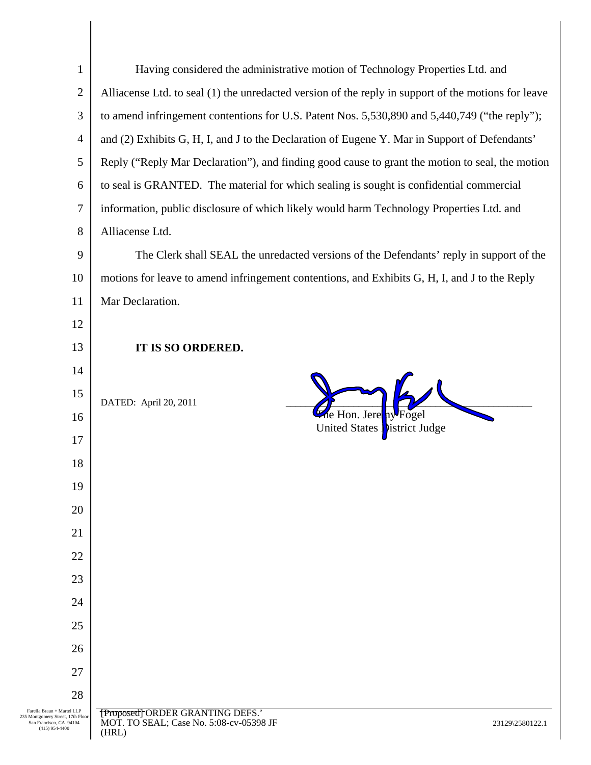Having considered the administrative motion of Technology Properties Ltd. and Alliacense Ltd. to seal (1) the unredacted version of the reply in support of the motions for leave to amend infringement contentions for U.S. Patent Nos. 5,530,890 and 5,440,749 ("the reply"); and (2) Exhibits G, H, I, and J to the Declaration of Eugene Y. Mar in Support of Defendants' Reply ("Reply Mar Declaration"), and finding good cause to grant the motion to seal, the motion to seal is GRANTED. The material for which sealing is sought is confidential commercial information, public disclosure of which likely would harm Technology Properties Ltd. and Alliacense Ltd.

The Clerk shall SEAL the unredacted versions of the Defendants' reply in support of the motions for leave to amend infringement contentions, and Exhibits G, H, I, and J to the Reply Mar Declaration.

**IT IS SO ORDERED.**

DATED: April 20, 2011

The Hon. Jeremy Fogel
United States District Judge

[Proposed] ORDER GRANTING DEFS.' MOT. TO SEAL; Case No. 5:08-cv-05398 JF (HRL)